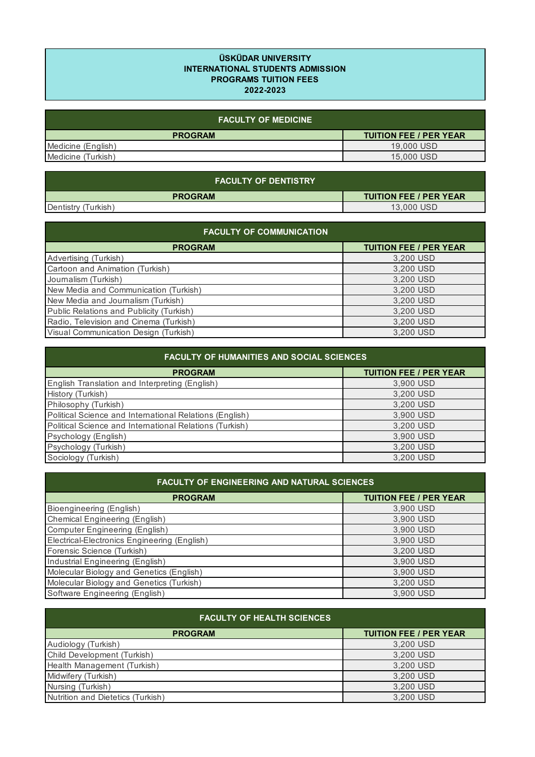# ÜSKÜDAR UNIVERSITY
# INTERNATIONAL STUDENTS ADMISSION
# PROGRAMS TUITION FEES
# 2022-2023

## FACULTY OF MEDICINE

| PROGRAM | TUITION FEE / PER YEAR |
|---|---|
| Medicine (English) | 19,000 USD |
| Medicine (Turkish) | 15,000 USD |

## FACULTY OF DENTISTRY

| PROGRAM | TUITION FEE / PER YEAR |
|---|---|
| Dentistry (Turkish) | 13,000 USD |

## FACULTY OF COMMUNICATION

| PROGRAM | TUITION FEE / PER YEAR |
|---|---|
| Advertising (Turkish) | 3,200 USD |
| Cartoon and Animation (Turkish) | 3,200 USD |
| Journalism (Turkish) | 3,200 USD |
| New Media and Communication (Turkish) | 3,200 USD |
| New Media and Journalism (Turkish) | 3,200 USD |
| Public Relations and Publicity (Turkish) | 3,200 USD |
| Radio, Television and Cinema (Turkish) | 3,200 USD |
| Visual Communication Design (Turkish) | 3,200 USD |

## FACULTY OF HUMANITIES AND SOCIAL SCIENCES

| PROGRAM | TUITION FEE / PER YEAR |
|---|---|
| English Translation and Interpreting (English) | 3,900 USD |
| History (Turkish) | 3,200 USD |
| Philosophy (Turkish) | 3,200 USD |
| Political Science and International Relations (English) | 3,900 USD |
| Political Science and International Relations (Turkish) | 3,200 USD |
| Psychology (English) | 3,900 USD |
| Psychology (Turkish) | 3,200 USD |
| Sociology (Turkish) | 3,200 USD |

## FACULTY OF ENGINEERING AND NATURAL SCIENCES

| PROGRAM | TUITION FEE / PER YEAR |
|---|---|
| Bioengineering (English) | 3,900 USD |
| Chemical Engineering (English) | 3,900 USD |
| Computer Engineering (English) | 3,900 USD |
| Electrical-Electronics Engineering (English) | 3,900 USD |
| Forensic Science (Turkish) | 3,200 USD |
| Industrial Engineering (English) | 3,900 USD |
| Molecular Biology and Genetics (English) | 3,900 USD |
| Molecular Biology and Genetics (Turkish) | 3,200 USD |
| Software Engineering (English) | 3,900 USD |

## FACULTY OF HEALTH SCIENCES

| PROGRAM | TUITION FEE / PER YEAR |
|---|---|
| Audiology (Turkish) | 3,200 USD |
| Child Development (Turkish) | 3,200 USD |
| Health Management (Turkish) | 3,200 USD |
| Midwifery (Turkish) | 3,200 USD |
| Nursing (Turkish) | 3,200 USD |
| Nutrition and Dietetics (Turkish) | 3,200 USD |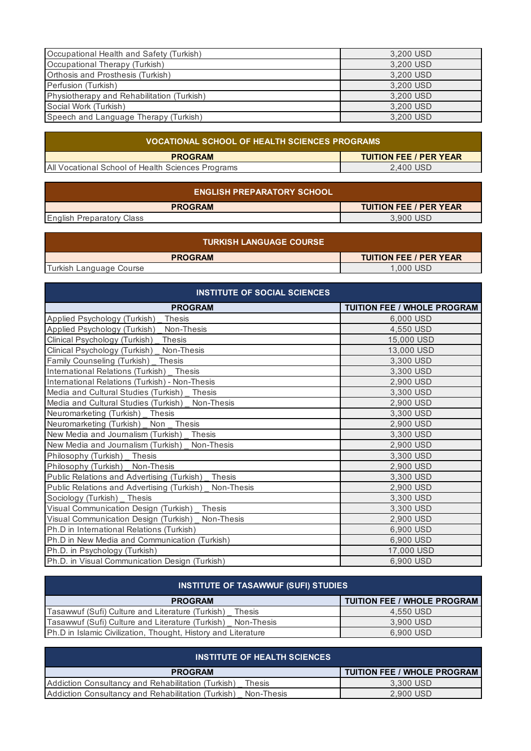| | |
|---|---|
| Occupational Health and Safety (Turkish) | 3,200 USD |
| Occupational Therapy (Turkish) | 3,200 USD |
| Orthosis and Prosthesis (Turkish) | 3,200 USD |
| Perfusion (Turkish) | 3,200 USD |
| Physiotherapy and Rehabilitation (Turkish) | 3,200 USD |
| Social Work (Turkish) | 3,200 USD |
| Speech and Language Therapy (Turkish) | 3,200 USD |

## VOCATIONAL SCHOOL OF HEALTH SCIENCES PROGRAMS

| PROGRAM | TUITION FEE / PER YEAR |
|---|---|
| All Vocational School of Health Sciences Programs | 2,400 USD |

## ENGLISH PREPARATORY SCHOOL

| PROGRAM | TUITION FEE / PER YEAR |
|---|---|
| English Preparatory Class | 3,900 USD |

## TURKISH LANGUAGE COURSE

| PROGRAM | TUITION FEE / PER YEAR |
|---|---|
| Turkish Language Course | 1,000 USD |

## INSTITUTE OF SOCIAL SCIENCES

| PROGRAM | TUITION FEE / WHOLE PROGRAM |
|---|---|
| Applied Psychology (Turkish) _ Thesis | 6,000 USD |
| Applied Psychology (Turkish) _ Non-Thesis | 4,550 USD |
| Clinical Psychology (Turkish) _ Thesis | 15,000 USD |
| Clinical Psychology (Turkish) _ Non-Thesis | 13,000 USD |
| Family Counseling (Turkish) _ Thesis | 3,300 USD |
| International Relations (Turkish) _ Thesis | 3,300 USD |
| International Relations (Turkish) - Non-Thesis | 2,900 USD |
| Media and Cultural Studies (Turkish) _ Thesis | 3,300 USD |
| Media and Cultural Studies (Turkish) _ Non-Thesis | 2,900 USD |
| Neuromarketing (Turkish) _ Thesis | 3,300 USD |
| Neuromarketing (Turkish) _ Non _ Thesis | 2,900 USD |
| New Media and Journalism (Turkish) _ Thesis | 3,300 USD |
| New Media and Journalism (Turkish) _ Non-Thesis | 2,900 USD |
| Philosophy (Turkish) _ Thesis | 3,300 USD |
| Philosophy (Turkish) _ Non-Thesis | 2,900 USD |
| Public Relations and Advertising (Turkish) _ Thesis | 3,300 USD |
| Public Relations and Advertising (Turkish) _ Non-Thesis | 2,900 USD |
| Sociology (Turkish) _ Thesis | 3,300 USD |
| Visual Communication Design (Turkish) _ Thesis | 3,300 USD |
| Visual Communication Design (Turkish) _ Non-Thesis | 2,900 USD |
| Ph.D in International Relations (Turkish) | 6,900 USD |
| Ph.D in New Media and Communication (Turkish) | 6,900 USD |
| Ph.D. in Psychology (Turkish) | 17,000 USD |
| Ph.D. in Visual Communication Design (Turkish) | 6,900 USD |

## INSTITUTE OF TASAWWUF (SUFI) STUDIES

| PROGRAM | TUITION FEE / WHOLE PROGRAM |
|---|---|
| Tasawwuf (Sufi) Culture and Literature (Turkish) _ Thesis | 4,550 USD |
| Tasawwuf (Sufi) Culture and Literature (Turkish) _ Non-Thesis | 3,900 USD |
| Ph.D in Islamic Civilization, Thought, History and Literature | 6,900 USD |

## INSTITUTE OF HEALTH SCIENCES

| PROGRAM | TUITION FEE / WHOLE PROGRAM |
|---|---|
| Addiction Consultancy and Rehabilitation (Turkish) _ Thesis | 3,300 USD |
| Addiction Consultancy and Rehabilitation (Turkish) _ Non-Thesis | 2,900 USD |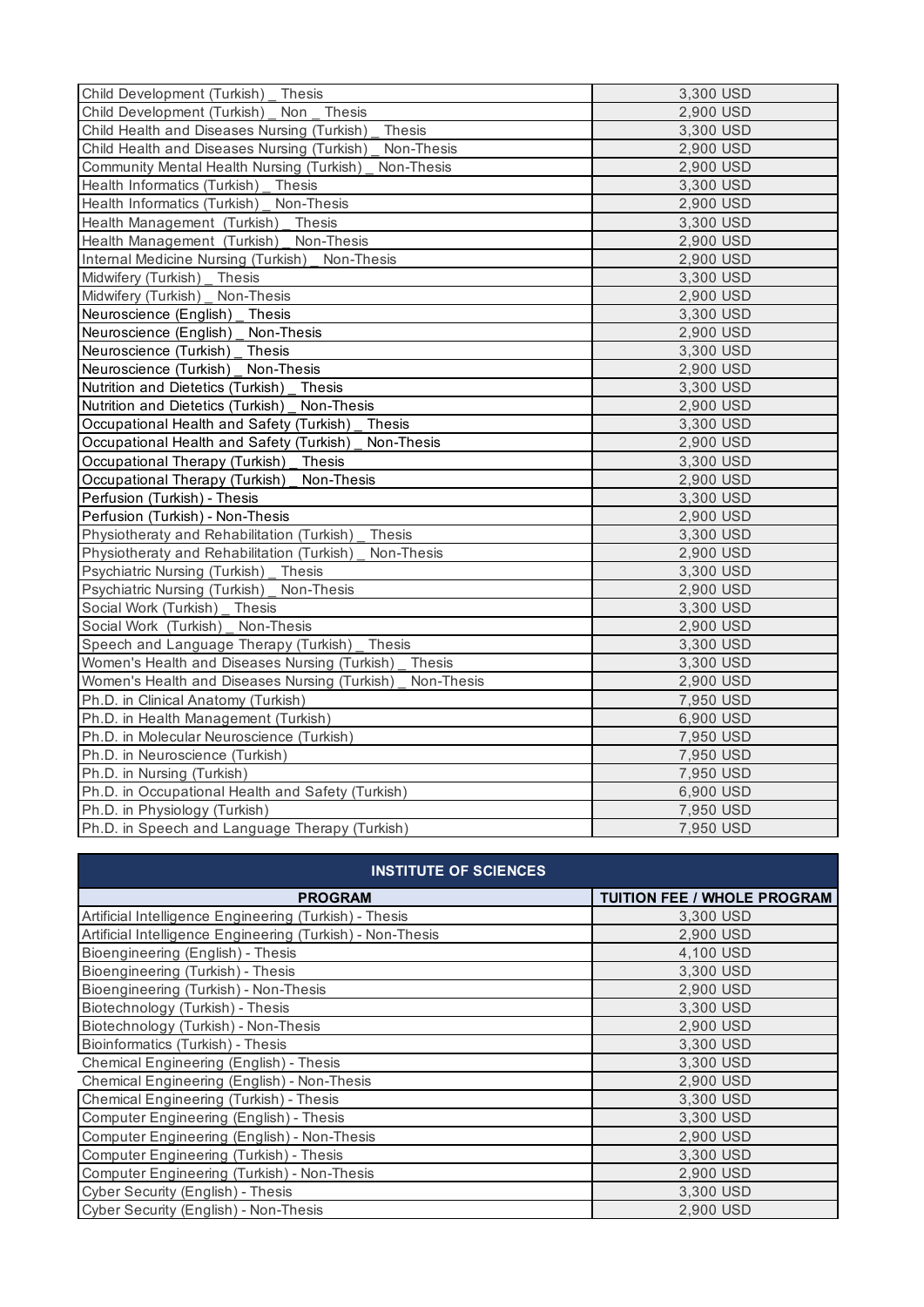| | |
|---|---|
| Child Development (Turkish) _ Thesis | 3,300 USD |
| Child Development (Turkish) _ Non _ Thesis | 2,900 USD |
| Child Health and Diseases Nursing (Turkish) _ Thesis | 3,300 USD |
| Child Health and Diseases Nursing (Turkish) _ Non-Thesis | 2,900 USD |
| Community Mental Health Nursing (Turkish) _ Non-Thesis | 2,900 USD |
| Health Informatics (Turkish) _ Thesis | 3,300 USD |
| Health Informatics (Turkish) _ Non-Thesis | 2,900 USD |
| Health Management (Turkish) _ Thesis | 3,300 USD |
| Health Management (Turkish) _ Non-Thesis | 2,900 USD |
| Internal Medicine Nursing (Turkish) _ Non-Thesis | 2,900 USD |
| Midwifery (Turkish) _ Thesis | 3,300 USD |
| Midwifery (Turkish) _ Non-Thesis | 2,900 USD |
| Neuroscience (English) _ Thesis | 3,300 USD |
| Neuroscience (English) _ Non-Thesis | 2,900 USD |
| Neuroscience (Turkish) _ Thesis | 3,300 USD |
| Neuroscience (Turkish) _ Non-Thesis | 2,900 USD |
| Nutrition and Dietetics (Turkish) _ Thesis | 3,300 USD |
| Nutrition and Dietetics (Turkish) _ Non-Thesis | 2,900 USD |
| Occupational Health and Safety (Turkish) _ Thesis | 3,300 USD |
| Occupational Health and Safety (Turkish) _ Non-Thesis | 2,900 USD |
| Occupational Therapy (Turkish) _ Thesis | 3,300 USD |
| Occupational Therapy (Turkish) _ Non-Thesis | 2,900 USD |
| Perfusion (Turkish) - Thesis | 3,300 USD |
| Perfusion (Turkish) - Non-Thesis | 2,900 USD |
| Physiotheraty and Rehabilitation (Turkish) _ Thesis | 3,300 USD |
| Physiotheraty and Rehabilitation (Turkish) _ Non-Thesis | 2,900 USD |
| Psychiatric Nursing (Turkish) _ Thesis | 3,300 USD |
| Psychiatric Nursing (Turkish) _ Non-Thesis | 2,900 USD |
| Social Work (Turkish) _ Thesis | 3,300 USD |
| Social Work (Turkish) _ Non-Thesis | 2,900 USD |
| Speech and Language Therapy (Turkish) _ Thesis | 3,300 USD |
| Women's Health and Diseases Nursing (Turkish) _ Thesis | 3,300 USD |
| Women's Health and Diseases Nursing (Turkish) _ Non-Thesis | 2,900 USD |
| Ph.D. in Clinical Anatomy (Turkish) | 7,950 USD |
| Ph.D. in Health Management (Turkish) | 6,900 USD |
| Ph.D. in Molecular Neuroscience (Turkish) | 7,950 USD |
| Ph.D. in Neuroscience (Turkish) | 7,950 USD |
| Ph.D. in Nursing (Turkish) | 7,950 USD |
| Ph.D. in Occupational Health and Safety (Turkish) | 6,900 USD |
| Ph.D. in Physiology (Turkish) | 7,950 USD |
| Ph.D. in Speech and Language Therapy (Turkish) | 7,950 USD |

## INSTITUTE OF SCIENCES

| PROGRAM | TUITION FEE / WHOLE PROGRAM |
|---|---|
| Artificial Intelligence Engineering (Turkish) - Thesis | 3,300 USD |
| Artificial Intelligence Engineering (Turkish) - Non-Thesis | 2,900 USD |
| Bioengineering (English) - Thesis | 4,100 USD |
| Bioengineering (Turkish) - Thesis | 3,300 USD |
| Bioengineering (Turkish) - Non-Thesis | 2,900 USD |
| Biotechnology (Turkish) - Thesis | 3,300 USD |
| Biotechnology (Turkish) - Non-Thesis | 2,900 USD |
| Bioinformatics (Turkish) - Thesis | 3,300 USD |
| Chemical Engineering (English) - Thesis | 3,300 USD |
| Chemical Engineering (English) - Non-Thesis | 2,900 USD |
| Chemical Engineering (Turkish) - Thesis | 3,300 USD |
| Computer Engineering (English) - Thesis | 3,300 USD |
| Computer Engineering (English) - Non-Thesis | 2,900 USD |
| Computer Engineering (Turkish) - Thesis | 3,300 USD |
| Computer Engineering (Turkish) - Non-Thesis | 2,900 USD |
| Cyber Security (English) - Thesis | 3,300 USD |
| Cyber Security (English) - Non-Thesis | 2,900 USD |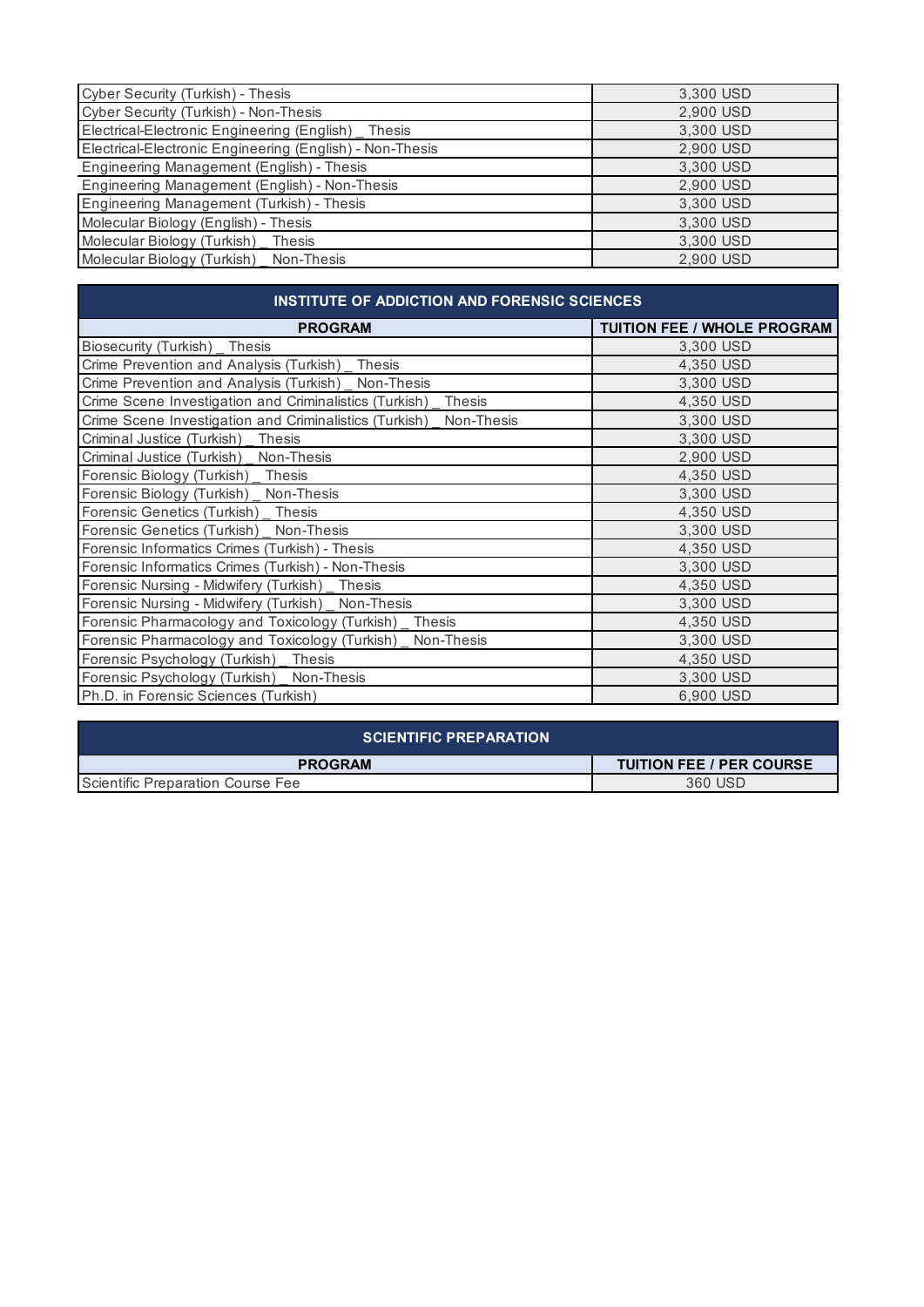| | |
|---|---|
| Cyber Security (Turkish) - Thesis | 3,300 USD |
| Cyber Security (Turkish) - Non-Thesis | 2,900 USD |
| Electrical-Electronic Engineering (English) _ Thesis | 3,300 USD |
| Electrical-Electronic Engineering (English) - Non-Thesis | 2,900 USD |
| Engineering Management (English) - Thesis | 3,300 USD |
| Engineering Management (English) - Non-Thesis | 2,900 USD |
| Engineering Management (Turkish) - Thesis | 3,300 USD |
| Molecular Biology (English) - Thesis | 3,300 USD |
| Molecular Biology (Turkish) _ Thesis | 3,300 USD |
| Molecular Biology (Turkish) _ Non-Thesis | 2,900 USD |

## INSTITUTE OF ADDICTION AND FORENSIC SCIENCES

| PROGRAM | TUITION FEE / WHOLE PROGRAM |
|---|---|
| Biosecurity (Turkish) _ Thesis | 3,300 USD |
| Crime Prevention and Analysis (Turkish) _ Thesis | 4,350 USD |
| Crime Prevention and Analysis (Turkish) _ Non-Thesis | 3,300 USD |
| Crime Scene Investigation and Criminalistics (Turkish) _ Thesis | 4,350 USD |
| Crime Scene Investigation and Criminalistics (Turkish) _ Non-Thesis | 3,300 USD |
| Criminal Justice (Turkish) _ Thesis | 3,300 USD |
| Criminal Justice (Turkish) _ Non-Thesis | 2,900 USD |
| Forensic Biology (Turkish) _ Thesis | 4,350 USD |
| Forensic Biology (Turkish) _ Non-Thesis | 3,300 USD |
| Forensic Genetics (Turkish) _ Thesis | 4,350 USD |
| Forensic Genetics (Turkish) _ Non-Thesis | 3,300 USD |
| Forensic Informatics Crimes (Turkish) - Thesis | 4,350 USD |
| Forensic Informatics Crimes (Turkish) - Non-Thesis | 3,300 USD |
| Forensic Nursing - Midwifery (Turkish) _ Thesis | 4,350 USD |
| Forensic Nursing - Midwifery (Turkish) _ Non-Thesis | 3,300 USD |
| Forensic Pharmacology and Toxicology (Turkish) _ Thesis | 4,350 USD |
| Forensic Pharmacology and Toxicology (Turkish) _ Non-Thesis | 3,300 USD |
| Forensic Psychology (Turkish) _ Thesis | 4,350 USD |
| Forensic Psychology (Turkish) _ Non-Thesis | 3,300 USD |
| Ph.D. in Forensic Sciences (Turkish) | 6,900 USD |

## SCIENTIFIC PREPARATION

| PROGRAM | TUITION FEE / PER COURSE |
|---|---|
| Scientific Preparation Course Fee | 360 USD |